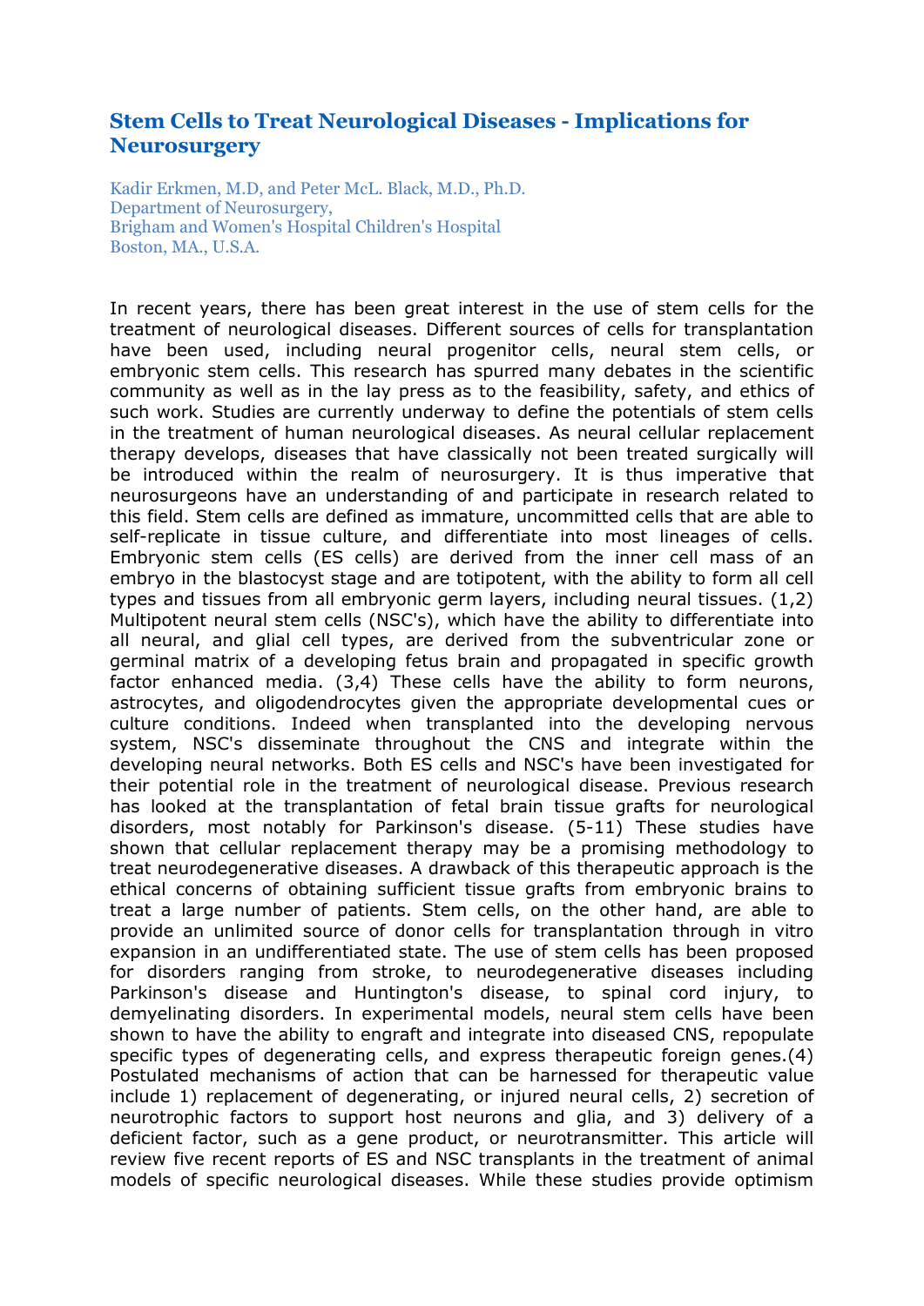# Stem Cells to Treat Neurological Diseases - Implications for Neurosurgery

Kadir Erkmen, M.D, and Peter McL. Black, M.D., Ph.D.
Department of Neurosurgery,
Brigham and Women's Hospital Children's Hospital
Boston, MA., U.S.A.

In recent years, there has been great interest in the use of stem cells for the treatment of neurological diseases. Different sources of cells for transplantation have been used, including neural progenitor cells, neural stem cells, or embryonic stem cells. This research has spurred many debates in the scientific community as well as in the lay press as to the feasibility, safety, and ethics of such work. Studies are currently underway to define the potentials of stem cells in the treatment of human neurological diseases. As neural cellular replacement therapy develops, diseases that have classically not been treated surgically will be introduced within the realm of neurosurgery. It is thus imperative that neurosurgeons have an understanding of and participate in research related to this field. Stem cells are defined as immature, uncommitted cells that are able to self-replicate in tissue culture, and differentiate into most lineages of cells. Embryonic stem cells (ES cells) are derived from the inner cell mass of an embryo in the blastocyst stage and are totipotent, with the ability to form all cell types and tissues from all embryonic germ layers, including neural tissues. (1,2) Multipotent neural stem cells (NSC's), which have the ability to differentiate into all neural, and glial cell types, are derived from the subventricular zone or germinal matrix of a developing fetus brain and propagated in specific growth factor enhanced media. (3,4) These cells have the ability to form neurons, astrocytes, and oligodendrocytes given the appropriate developmental cues or culture conditions. Indeed when transplanted into the developing nervous system, NSC's disseminate throughout the CNS and integrate within the developing neural networks. Both ES cells and NSC's have been investigated for their potential role in the treatment of neurological disease. Previous research has looked at the transplantation of fetal brain tissue grafts for neurological disorders, most notably for Parkinson's disease. (5-11) These studies have shown that cellular replacement therapy may be a promising methodology to treat neurodegenerative diseases. A drawback of this therapeutic approach is the ethical concerns of obtaining sufficient tissue grafts from embryonic brains to treat a large number of patients. Stem cells, on the other hand, are able to provide an unlimited source of donor cells for transplantation through in vitro expansion in an undifferentiated state. The use of stem cells has been proposed for disorders ranging from stroke, to neurodegenerative diseases including Parkinson's disease and Huntington's disease, to spinal cord injury, to demyelinating disorders. In experimental models, neural stem cells have been shown to have the ability to engraft and integrate into diseased CNS, repopulate specific types of degenerating cells, and express therapeutic foreign genes.(4) Postulated mechanisms of action that can be harnessed for therapeutic value include 1) replacement of degenerating, or injured neural cells, 2) secretion of neurotrophic factors to support host neurons and glia, and 3) delivery of a deficient factor, such as a gene product, or neurotransmitter. This article will review five recent reports of ES and NSC transplants in the treatment of animal models of specific neurological diseases. While these studies provide optimism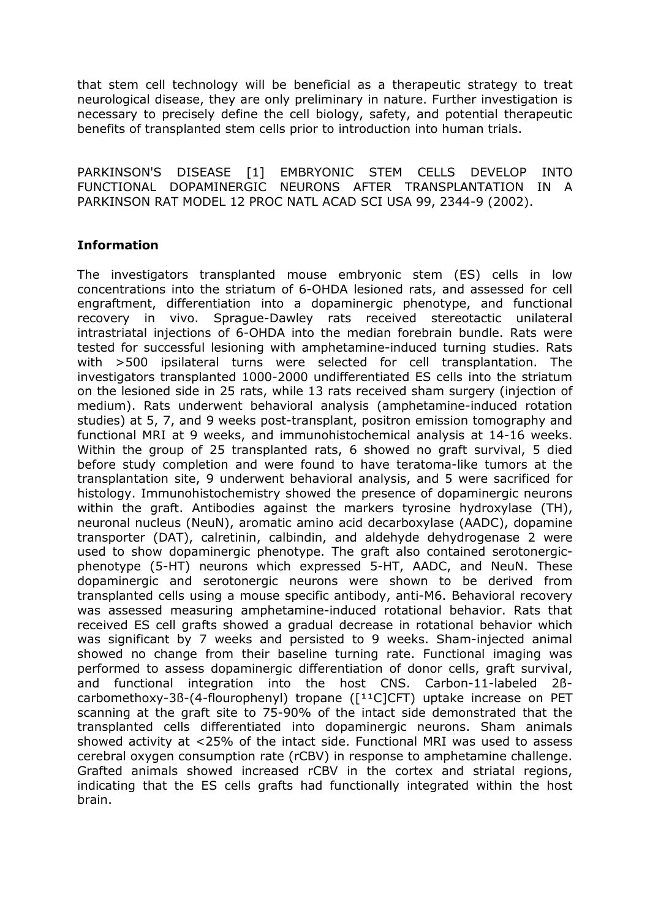that stem cell technology will be beneficial as a therapeutic strategy to treat neurological disease, they are only preliminary in nature. Further investigation is necessary to precisely define the cell biology, safety, and potential therapeutic benefits of transplanted stem cells prior to introduction into human trials.

PARKINSON'S DISEASE [1] EMBRYONIC STEM CELLS DEVELOP INTO FUNCTIONAL DOPAMINERGIC NEURONS AFTER TRANSPLANTATION IN A PARKINSON RAT MODEL 12 PROC NATL ACAD SCI USA 99, 2344-9 (2002).

**Information**

The investigators transplanted mouse embryonic stem (ES) cells in low concentrations into the striatum of 6-OHDA lesioned rats, and assessed for cell engraftment, differentiation into a dopaminergic phenotype, and functional recovery in vivo. Sprague-Dawley rats received stereotactic unilateral intrastriatal injections of 6-OHDA into the median forebrain bundle. Rats were tested for successful lesioning with amphetamine-induced turning studies. Rats with >500 ipsilateral turns were selected for cell transplantation. The investigators transplanted 1000-2000 undifferentiated ES cells into the striatum on the lesioned side in 25 rats, while 13 rats received sham surgery (injection of medium). Rats underwent behavioral analysis (amphetamine-induced rotation studies) at 5, 7, and 9 weeks post-transplant, positron emission tomography and functional MRI at 9 weeks, and immunohistochemical analysis at 14-16 weeks. Within the group of 25 transplanted rats, 6 showed no graft survival, 5 died before study completion and were found to have teratoma-like tumors at the transplantation site, 9 underwent behavioral analysis, and 5 were sacrificed for histology. Immunohistochemistry showed the presence of dopaminergic neurons within the graft. Antibodies against the markers tyrosine hydroxylase (TH), neuronal nucleus (NeuN), aromatic amino acid decarboxylase (AADC), dopamine transporter (DAT), calretinin, calbindin, and aldehyde dehydrogenase 2 were used to show dopaminergic phenotype. The graft also contained serotonergic-phenotype (5-HT) neurons which expressed 5-HT, AADC, and NeuN. These dopaminergic and serotonergic neurons were shown to be derived from transplanted cells using a mouse specific antibody, anti-M6. Behavioral recovery was assessed measuring amphetamine-induced rotational behavior. Rats that received ES cell grafts showed a gradual decrease in rotational behavior which was significant by 7 weeks and persisted to 9 weeks. Sham-injected animal showed no change from their baseline turning rate. Functional imaging was performed to assess dopaminergic differentiation of donor cells, graft survival, and functional integration into the host CNS. Carbon-11-labeled 2ß-carbomethoxy-3ß-(4-flourophenyl) tropane ([$^{11}$C]CFT) uptake increase on PET scanning at the graft site to 75-90% of the intact side demonstrated that the transplanted cells differentiated into dopaminergic neurons. Sham animals showed activity at <25% of the intact side. Functional MRI was used to assess cerebral oxygen consumption rate (rCBV) in response to amphetamine challenge. Grafted animals showed increased rCBV in the cortex and striatal regions, indicating that the ES cells grafts had functionally integrated within the host brain.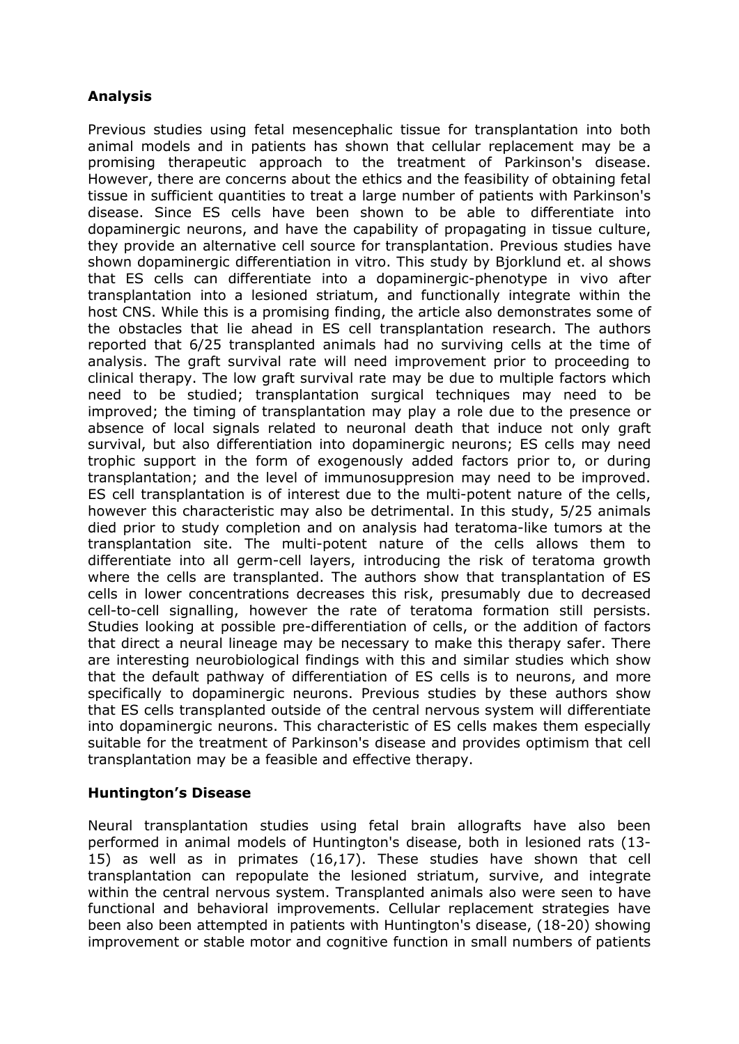## Analysis

Previous studies using fetal mesencephalic tissue for transplantation into both animal models and in patients has shown that cellular replacement may be a promising therapeutic approach to the treatment of Parkinson's disease. However, there are concerns about the ethics and the feasibility of obtaining fetal tissue in sufficient quantities to treat a large number of patients with Parkinson's disease. Since ES cells have been shown to be able to differentiate into dopaminergic neurons, and have the capability of propagating in tissue culture, they provide an alternative cell source for transplantation. Previous studies have shown dopaminergic differentiation in vitro. This study by Bjorklund et. al shows that ES cells can differentiate into a dopaminergic-phenotype in vivo after transplantation into a lesioned striatum, and functionally integrate within the host CNS. While this is a promising finding, the article also demonstrates some of the obstacles that lie ahead in ES cell transplantation research. The authors reported that 6/25 transplanted animals had no surviving cells at the time of analysis. The graft survival rate will need improvement prior to proceeding to clinical therapy. The low graft survival rate may be due to multiple factors which need to be studied; transplantation surgical techniques may need to be improved; the timing of transplantation may play a role due to the presence or absence of local signals related to neuronal death that induce not only graft survival, but also differentiation into dopaminergic neurons; ES cells may need trophic support in the form of exogenously added factors prior to, or during transplantation; and the level of immunosuppresion may need to be improved. ES cell transplantation is of interest due to the multi-potent nature of the cells, however this characteristic may also be detrimental. In this study, 5/25 animals died prior to study completion and on analysis had teratoma-like tumors at the transplantation site. The multi-potent nature of the cells allows them to differentiate into all germ-cell layers, introducing the risk of teratoma growth where the cells are transplanted. The authors show that transplantation of ES cells in lower concentrations decreases this risk, presumably due to decreased cell-to-cell signalling, however the rate of teratoma formation still persists. Studies looking at possible pre-differentiation of cells, or the addition of factors that direct a neural lineage may be necessary to make this therapy safer. There are interesting neurobiological findings with this and similar studies which show that the default pathway of differentiation of ES cells is to neurons, and more specifically to dopaminergic neurons. Previous studies by these authors show that ES cells transplanted outside of the central nervous system will differentiate into dopaminergic neurons. This characteristic of ES cells makes them especially suitable for the treatment of Parkinson's disease and provides optimism that cell transplantation may be a feasible and effective therapy.

## Huntington's Disease

Neural transplantation studies using fetal brain allografts have also been performed in animal models of Huntington's disease, both in lesioned rats (13-15) as well as in primates (16,17). These studies have shown that cell transplantation can repopulate the lesioned striatum, survive, and integrate within the central nervous system. Transplanted animals also were seen to have functional and behavioral improvements. Cellular replacement strategies have been also been attempted in patients with Huntington's disease, (18-20) showing improvement or stable motor and cognitive function in small numbers of patients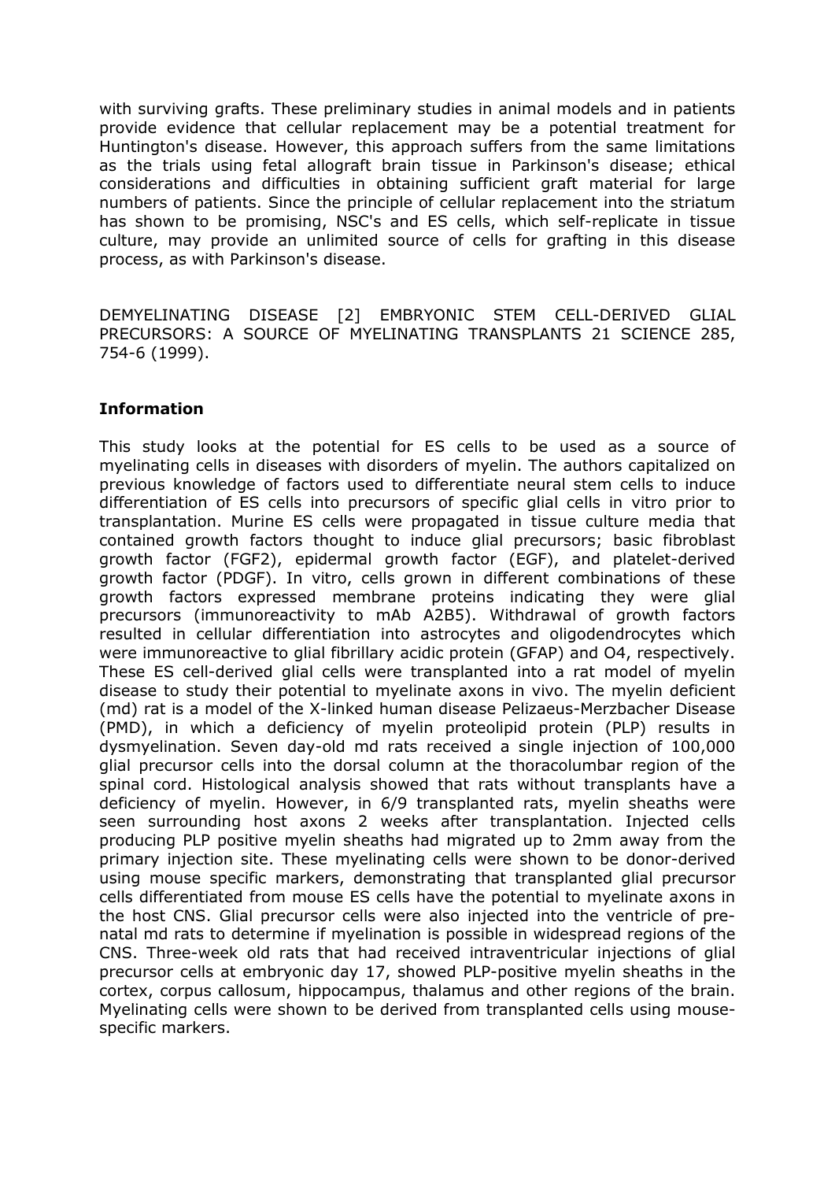with surviving grafts. These preliminary studies in animal models and in patients provide evidence that cellular replacement may be a potential treatment for Huntington's disease. However, this approach suffers from the same limitations as the trials using fetal allograft brain tissue in Parkinson's disease; ethical considerations and difficulties in obtaining sufficient graft material for large numbers of patients. Since the principle of cellular replacement into the striatum has shown to be promising, NSC's and ES cells, which self-replicate in tissue culture, may provide an unlimited source of cells for grafting in this disease process, as with Parkinson's disease.

DEMYELINATING DISEASE [2] EMBRYONIC STEM CELL-DERIVED GLIAL PRECURSORS: A SOURCE OF MYELINATING TRANSPLANTS 21 SCIENCE 285, 754-6 (1999).

**Information**

This study looks at the potential for ES cells to be used as a source of myelinating cells in diseases with disorders of myelin. The authors capitalized on previous knowledge of factors used to differentiate neural stem cells to induce differentiation of ES cells into precursors of specific glial cells in vitro prior to transplantation. Murine ES cells were propagated in tissue culture media that contained growth factors thought to induce glial precursors; basic fibroblast growth factor (FGF2), epidermal growth factor (EGF), and platelet-derived growth factor (PDGF). In vitro, cells grown in different combinations of these growth factors expressed membrane proteins indicating they were glial precursors (immunoreactivity to mAb A2B5). Withdrawal of growth factors resulted in cellular differentiation into astrocytes and oligodendrocytes which were immunoreactive to glial fibrillary acidic protein (GFAP) and O4, respectively. These ES cell-derived glial cells were transplanted into a rat model of myelin disease to study their potential to myelinate axons in vivo. The myelin deficient (md) rat is a model of the X-linked human disease Pelizaeus-Merzbacher Disease (PMD), in which a deficiency of myelin proteolipid protein (PLP) results in dysmyelination. Seven day-old md rats received a single injection of 100,000 glial precursor cells into the dorsal column at the thoracolumbar region of the spinal cord. Histological analysis showed that rats without transplants have a deficiency of myelin. However, in 6/9 transplanted rats, myelin sheaths were seen surrounding host axons 2 weeks after transplantation. Injected cells producing PLP positive myelin sheaths had migrated up to 2mm away from the primary injection site. These myelinating cells were shown to be donor-derived using mouse specific markers, demonstrating that transplanted glial precursor cells differentiated from mouse ES cells have the potential to myelinate axons in the host CNS. Glial precursor cells were also injected into the ventricle of pre-natal md rats to determine if myelination is possible in widespread regions of the CNS. Three-week old rats that had received intraventricular injections of glial precursor cells at embryonic day 17, showed PLP-positive myelin sheaths in the cortex, corpus callosum, hippocampus, thalamus and other regions of the brain. Myelinating cells were shown to be derived from transplanted cells using mouse-specific markers.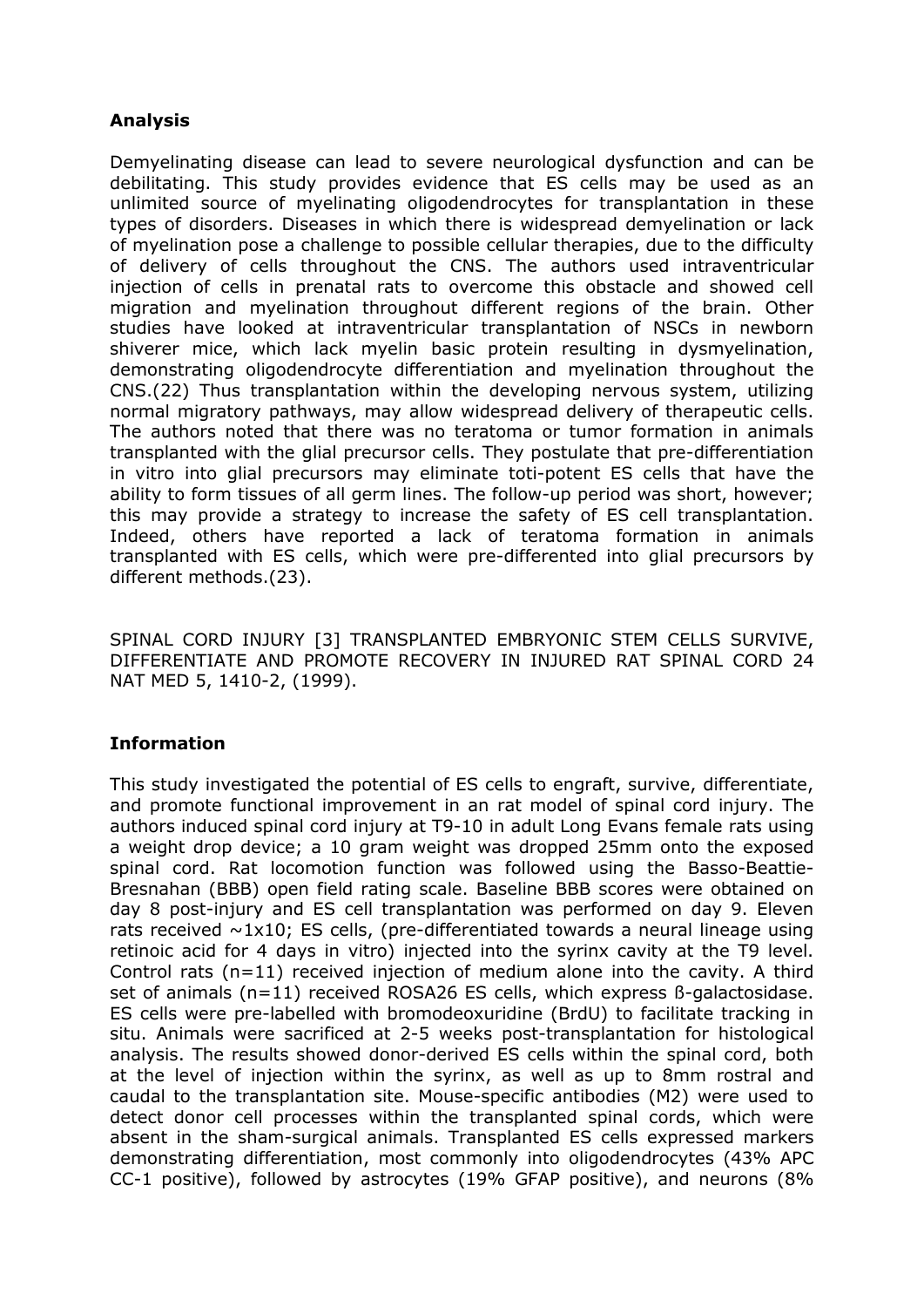### Analysis

Demyelinating disease can lead to severe neurological dysfunction and can be debilitating. This study provides evidence that ES cells may be used as an unlimited source of myelinating oligodendrocytes for transplantation in these types of disorders. Diseases in which there is widespread demyelination or lack of myelination pose a challenge to possible cellular therapies, due to the difficulty of delivery of cells throughout the CNS. The authors used intraventricular injection of cells in prenatal rats to overcome this obstacle and showed cell migration and myelination throughout different regions of the brain. Other studies have looked at intraventricular transplantation of NSCs in newborn shiverer mice, which lack myelin basic protein resulting in dysmyelination, demonstrating oligodendrocyte differentiation and myelination throughout the CNS.(22) Thus transplantation within the developing nervous system, utilizing normal migratory pathways, may allow widespread delivery of therapeutic cells. The authors noted that there was no teratoma or tumor formation in animals transplanted with the glial precursor cells. They postulate that pre-differentiation in vitro into glial precursors may eliminate toti-potent ES cells that have the ability to form tissues of all germ lines. The follow-up period was short, however; this may provide a strategy to increase the safety of ES cell transplantation. Indeed, others have reported a lack of teratoma formation in animals transplanted with ES cells, which were pre-differented into glial precursors by different methods.(23).

SPINAL CORD INJURY [3] TRANSPLANTED EMBRYONIC STEM CELLS SURVIVE, DIFFERENTIATE AND PROMOTE RECOVERY IN INJURED RAT SPINAL CORD 24 NAT MED 5, 1410-2, (1999).

### Information

This study investigated the potential of ES cells to engraft, survive, differentiate, and promote functional improvement in an rat model of spinal cord injury. The authors induced spinal cord injury at T9-10 in adult Long Evans female rats using a weight drop device; a 10 gram weight was dropped 25mm onto the exposed spinal cord. Rat locomotion function was followed using the Basso-Beattie-Bresnahan (BBB) open field rating scale. Baseline BBB scores were obtained on day 8 post-injury and ES cell transplantation was performed on day 9. Eleven rats received ~1x10; ES cells, (pre-differentiated towards a neural lineage using retinoic acid for 4 days in vitro) injected into the syrinx cavity at the T9 level. Control rats (n=11) received injection of medium alone into the cavity. A third set of animals (n=11) received ROSA26 ES cells, which express ß-galactosidase. ES cells were pre-labelled with bromodeoxuridine (BrdU) to facilitate tracking in situ. Animals were sacrificed at 2-5 weeks post-transplantation for histological analysis. The results showed donor-derived ES cells within the spinal cord, both at the level of injection within the syrinx, as well as up to 8mm rostral and caudal to the transplantation site. Mouse-specific antibodies (M2) were used to detect donor cell processes within the transplanted spinal cords, which were absent in the sham-surgical animals. Transplanted ES cells expressed markers demonstrating differentiation, most commonly into oligodendrocytes (43% APC CC-1 positive), followed by astrocytes (19% GFAP positive), and neurons (8%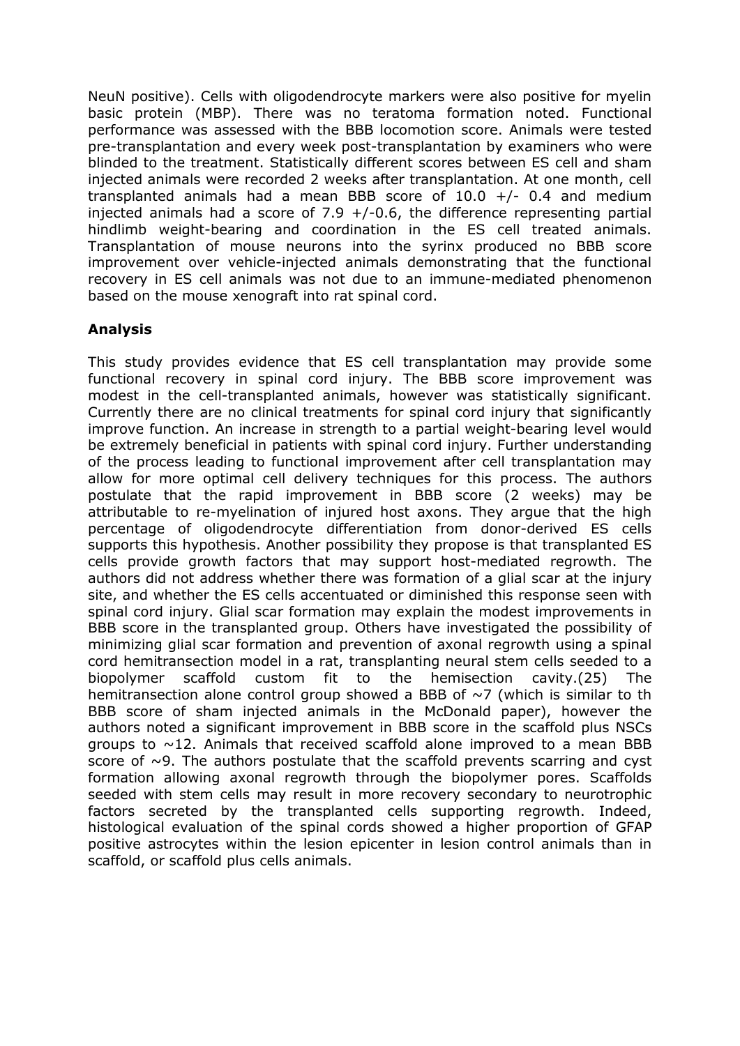NeuN positive). Cells with oligodendrocyte markers were also positive for myelin basic protein (MBP). There was no teratoma formation noted. Functional performance was assessed with the BBB locomotion score. Animals were tested pre-transplantation and every week post-transplantation by examiners who were blinded to the treatment. Statistically different scores between ES cell and sham injected animals were recorded 2 weeks after transplantation. At one month, cell transplanted animals had a mean BBB score of 10.0 +/- 0.4 and medium injected animals had a score of 7.9 +/-0.6, the difference representing partial hindlimb weight-bearing and coordination in the ES cell treated animals. Transplantation of mouse neurons into the syrinx produced no BBB score improvement over vehicle-injected animals demonstrating that the functional recovery in ES cell animals was not due to an immune-mediated phenomenon based on the mouse xenograft into rat spinal cord.

## Analysis

This study provides evidence that ES cell transplantation may provide some functional recovery in spinal cord injury. The BBB score improvement was modest in the cell-transplanted animals, however was statistically significant. Currently there are no clinical treatments for spinal cord injury that significantly improve function. An increase in strength to a partial weight-bearing level would be extremely beneficial in patients with spinal cord injury. Further understanding of the process leading to functional improvement after cell transplantation may allow for more optimal cell delivery techniques for this process. The authors postulate that the rapid improvement in BBB score (2 weeks) may be attributable to re-myelination of injured host axons. They argue that the high percentage of oligodendrocyte differentiation from donor-derived ES cells supports this hypothesis. Another possibility they propose is that transplanted ES cells provide growth factors that may support host-mediated regrowth. The authors did not address whether there was formation of a glial scar at the injury site, and whether the ES cells accentuated or diminished this response seen with spinal cord injury. Glial scar formation may explain the modest improvements in BBB score in the transplanted group. Others have investigated the possibility of minimizing glial scar formation and prevention of axonal regrowth using a spinal cord hemitransection model in a rat, transplanting neural stem cells seeded to a biopolymer scaffold custom fit to the hemisection cavity.(25) The hemitransection alone control group showed a BBB of ~7 (which is similar to th BBB score of sham injected animals in the McDonald paper), however the authors noted a significant improvement in BBB score in the scaffold plus NSCs groups to ~12. Animals that received scaffold alone improved to a mean BBB score of ~9. The authors postulate that the scaffold prevents scarring and cyst formation allowing axonal regrowth through the biopolymer pores. Scaffolds seeded with stem cells may result in more recovery secondary to neurotrophic factors secreted by the transplanted cells supporting regrowth. Indeed, histological evaluation of the spinal cords showed a higher proportion of GFAP positive astrocytes within the lesion epicenter in lesion control animals than in scaffold, or scaffold plus cells animals.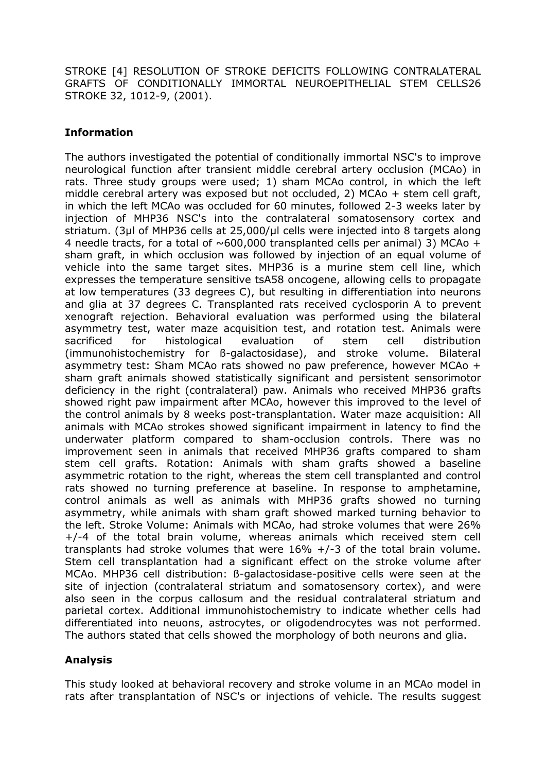STROKE [4] RESOLUTION OF STROKE DEFICITS FOLLOWING CONTRALATERAL GRAFTS OF CONDITIONALLY IMMORTAL NEUROEPITHELIAL STEM CELLS26 STROKE 32, 1012-9, (2001).

## Information

The authors investigated the potential of conditionally immortal NSC's to improve neurological function after transient middle cerebral artery occlusion (MCAo) in rats. Three study groups were used; 1) sham MCAo control, in which the left middle cerebral artery was exposed but not occluded, 2) MCAo + stem cell graft, in which the left MCAo was occluded for 60 minutes, followed 2-3 weeks later by injection of MHP36 NSC's into the contralateral somatosensory cortex and striatum. (3µl of MHP36 cells at 25,000/µl cells were injected into 8 targets along 4 needle tracts, for a total of ~600,000 transplanted cells per animal) 3) MCAo + sham graft, in which occlusion was followed by injection of an equal volume of vehicle into the same target sites. MHP36 is a murine stem cell line, which expresses the temperature sensitive tsA58 oncogene, allowing cells to propagate at low temperatures (33 degrees C), but resulting in differentiation into neurons and glia at 37 degrees C. Transplanted rats received cyclosporin A to prevent xenograft rejection. Behavioral evaluation was performed using the bilateral asymmetry test, water maze acquisition test, and rotation test. Animals were sacrificed for histological evaluation of stem cell distribution (immunohistochemistry for ß-galactosidase), and stroke volume. Bilateral asymmetry test: Sham MCAo rats showed no paw preference, however MCAo + sham graft animals showed statistically significant and persistent sensorimotor deficiency in the right (contralateral) paw. Animals who received MHP36 grafts showed right paw impairment after MCAo, however this improved to the level of the control animals by 8 weeks post-transplantation. Water maze acquisition: All animals with MCAo strokes showed significant impairment in latency to find the underwater platform compared to sham-occlusion controls. There was no improvement seen in animals that received MHP36 grafts compared to sham stem cell grafts. Rotation: Animals with sham grafts showed a baseline asymmetric rotation to the right, whereas the stem cell transplanted and control rats showed no turning preference at baseline. In response to amphetamine, control animals as well as animals with MHP36 grafts showed no turning asymmetry, while animals with sham graft showed marked turning behavior to the left. Stroke Volume: Animals with MCAo, had stroke volumes that were 26% +/-4 of the total brain volume, whereas animals which received stem cell transplants had stroke volumes that were 16% +/-3 of the total brain volume. Stem cell transplantation had a significant effect on the stroke volume after MCAo. MHP36 cell distribution: ß-galactosidase-positive cells were seen at the site of injection (contralateral striatum and somatosensory cortex), and were also seen in the corpus callosum and the residual contralateral striatum and parietal cortex. Additional immunohistochemistry to indicate whether cells had differentiated into neuons, astrocytes, or oligodendrocytes was not performed. The authors stated that cells showed the morphology of both neurons and glia.

## Analysis

This study looked at behavioral recovery and stroke volume in an MCAo model in rats after transplantation of NSC's or injections of vehicle. The results suggest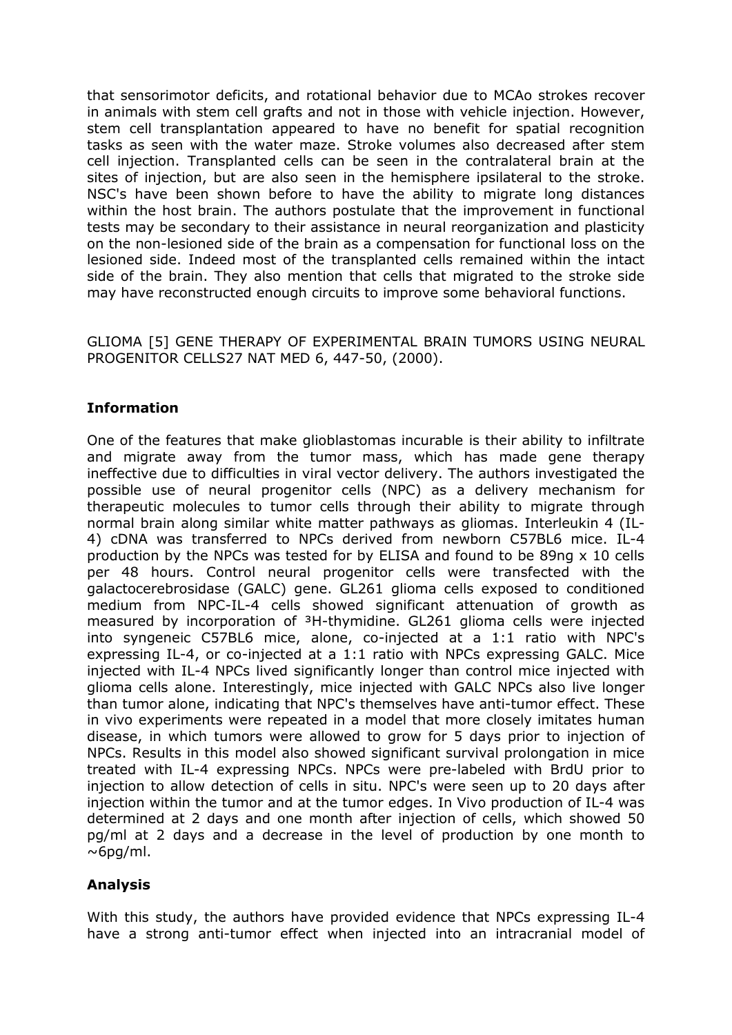that sensorimotor deficits, and rotational behavior due to MCAo strokes recover in animals with stem cell grafts and not in those with vehicle injection. However, stem cell transplantation appeared to have no benefit for spatial recognition tasks as seen with the water maze. Stroke volumes also decreased after stem cell injection. Transplanted cells can be seen in the contralateral brain at the sites of injection, but are also seen in the hemisphere ipsilateral to the stroke. NSC's have been shown before to have the ability to migrate long distances within the host brain. The authors postulate that the improvement in functional tests may be secondary to their assistance in neural reorganization and plasticity on the non-lesioned side of the brain as a compensation for functional loss on the lesioned side. Indeed most of the transplanted cells remained within the intact side of the brain. They also mention that cells that migrated to the stroke side may have reconstructed enough circuits to improve some behavioral functions.

GLIOMA [5] GENE THERAPY OF EXPERIMENTAL BRAIN TUMORS USING NEURAL PROGENITOR CELLS27 NAT MED 6, 447-50, (2000).

**Information**

One of the features that make glioblastomas incurable is their ability to infiltrate and migrate away from the tumor mass, which has made gene therapy ineffective due to difficulties in viral vector delivery. The authors investigated the possible use of neural progenitor cells (NPC) as a delivery mechanism for therapeutic molecules to tumor cells through their ability to migrate through normal brain along similar white matter pathways as gliomas. Interleukin 4 (IL-4) cDNA was transferred to NPCs derived from newborn C57BL6 mice. IL-4 production by the NPCs was tested for by ELISA and found to be 89ng x 10 cells per 48 hours. Control neural progenitor cells were transfected with the galactocerebrosidase (GALC) gene. GL261 glioma cells exposed to conditioned medium from NPC-IL-4 cells showed significant attenuation of growth as measured by incorporation of $^{3}$H-thymidine. GL261 glioma cells were injected into syngeneic C57BL6 mice, alone, co-injected at a 1:1 ratio with NPC's expressing IL-4, or co-injected at a 1:1 ratio with NPCs expressing GALC. Mice injected with IL-4 NPCs lived significantly longer than control mice injected with glioma cells alone. Interestingly, mice injected with GALC NPCs also live longer than tumor alone, indicating that NPC's themselves have anti-tumor effect. These in vivo experiments were repeated in a model that more closely imitates human disease, in which tumors were allowed to grow for 5 days prior to injection of NPCs. Results in this model also showed significant survival prolongation in mice treated with IL-4 expressing NPCs. NPCs were pre-labeled with BrdU prior to injection to allow detection of cells in situ. NPC's were seen up to 20 days after injection within the tumor and at the tumor edges. In Vivo production of IL-4 was determined at 2 days and one month after injection of cells, which showed 50 pg/ml at 2 days and a decrease in the level of production by one month to ~6pg/ml.

**Analysis**

With this study, the authors have provided evidence that NPCs expressing IL-4 have a strong anti-tumor effect when injected into an intracranial model of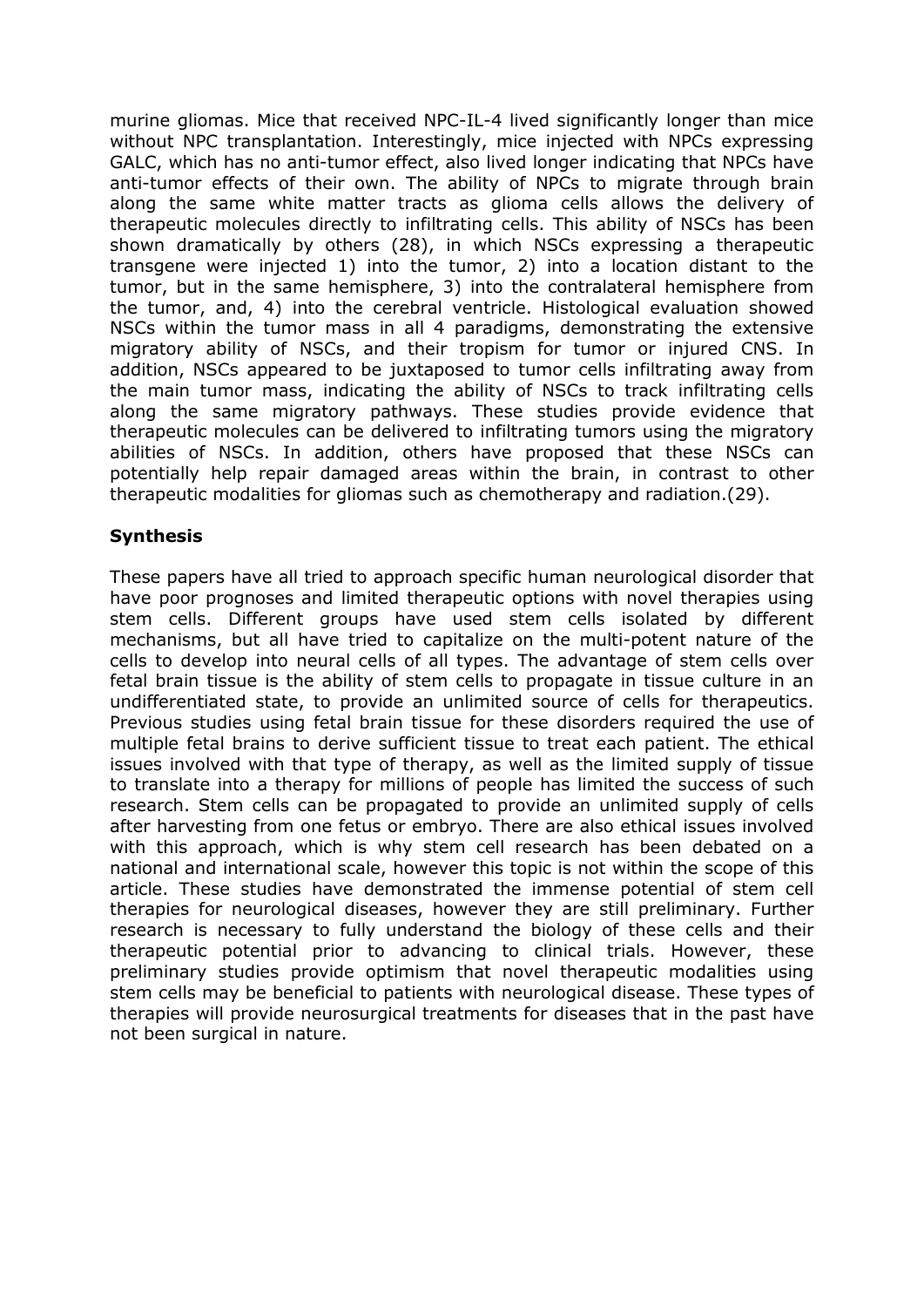murine gliomas. Mice that received NPC-IL-4 lived significantly longer than mice without NPC transplantation. Interestingly, mice injected with NPCs expressing GALC, which has no anti-tumor effect, also lived longer indicating that NPCs have anti-tumor effects of their own. The ability of NPCs to migrate through brain along the same white matter tracts as glioma cells allows the delivery of therapeutic molecules directly to infiltrating cells. This ability of NSCs has been shown dramatically by others (28), in which NSCs expressing a therapeutic transgene were injected 1) into the tumor, 2) into a location distant to the tumor, but in the same hemisphere, 3) into the contralateral hemisphere from the tumor, and, 4) into the cerebral ventricle. Histological evaluation showed NSCs within the tumor mass in all 4 paradigms, demonstrating the extensive migratory ability of NSCs, and their tropism for tumor or injured CNS. In addition, NSCs appeared to be juxtaposed to tumor cells infiltrating away from the main tumor mass, indicating the ability of NSCs to track infiltrating cells along the same migratory pathways. These studies provide evidence that therapeutic molecules can be delivered to infiltrating tumors using the migratory abilities of NSCs. In addition, others have proposed that these NSCs can potentially help repair damaged areas within the brain, in contrast to other therapeutic modalities for gliomas such as chemotherapy and radiation.(29).

**Synthesis**

These papers have all tried to approach specific human neurological disorder that have poor prognoses and limited therapeutic options with novel therapies using stem cells. Different groups have used stem cells isolated by different mechanisms, but all have tried to capitalize on the multi-potent nature of the cells to develop into neural cells of all types. The advantage of stem cells over fetal brain tissue is the ability of stem cells to propagate in tissue culture in an undifferentiated state, to provide an unlimited source of cells for therapeutics. Previous studies using fetal brain tissue for these disorders required the use of multiple fetal brains to derive sufficient tissue to treat each patient. The ethical issues involved with that type of therapy, as well as the limited supply of tissue to translate into a therapy for millions of people has limited the success of such research. Stem cells can be propagated to provide an unlimited supply of cells after harvesting from one fetus or embryo. There are also ethical issues involved with this approach, which is why stem cell research has been debated on a national and international scale, however this topic is not within the scope of this article. These studies have demonstrated the immense potential of stem cell therapies for neurological diseases, however they are still preliminary. Further research is necessary to fully understand the biology of these cells and their therapeutic potential prior to advancing to clinical trials. However, these preliminary studies provide optimism that novel therapeutic modalities using stem cells may be beneficial to patients with neurological disease. These types of therapies will provide neurosurgical treatments for diseases that in the past have not been surgical in nature.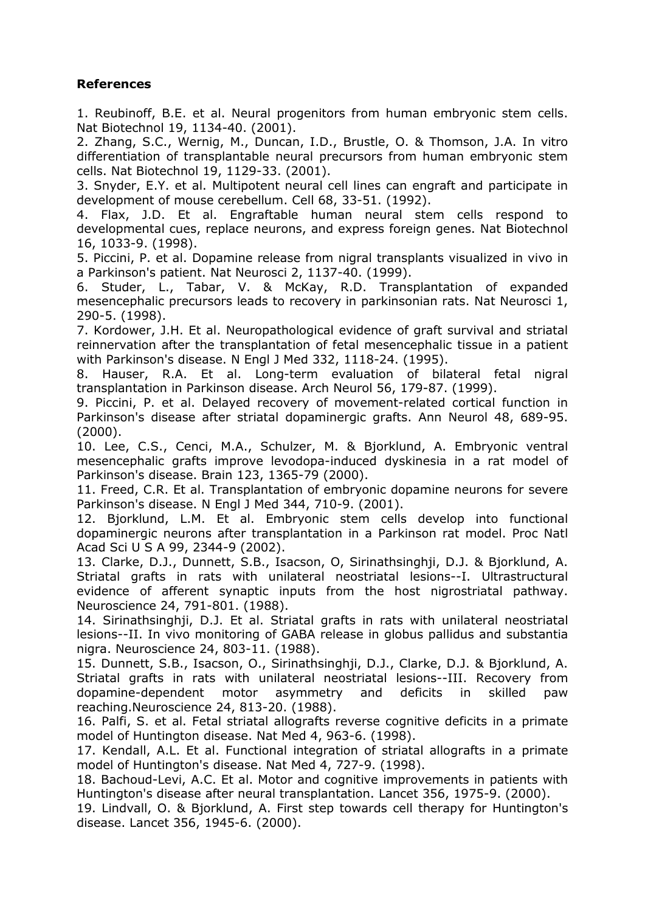**References**

1. Reubinoff, B.E. et al. Neural progenitors from human embryonic stem cells. Nat Biotechnol 19, 1134-40. (2001).
2. Zhang, S.C., Wernig, M., Duncan, I.D., Brustle, O. & Thomson, J.A. In vitro differentiation of transplantable neural precursors from human embryonic stem cells. Nat Biotechnol 19, 1129-33. (2001).
3. Snyder, E.Y. et al. Multipotent neural cell lines can engraft and participate in development of mouse cerebellum. Cell 68, 33-51. (1992).
4. Flax, J.D. Et al. Engraftable human neural stem cells respond to developmental cues, replace neurons, and express foreign genes. Nat Biotechnol 16, 1033-9. (1998).
5. Piccini, P. et al. Dopamine release from nigral transplants visualized in vivo in a Parkinson's patient. Nat Neurosci 2, 1137-40. (1999).
6. Studer, L., Tabar, V. & McKay, R.D. Transplantation of expanded mesencephalic precursors leads to recovery in parkinsonian rats. Nat Neurosci 1, 290-5. (1998).
7. Kordower, J.H. Et al. Neuropathological evidence of graft survival and striatal reinnervation after the transplantation of fetal mesencephalic tissue in a patient with Parkinson's disease. N Engl J Med 332, 1118-24. (1995).
8. Hauser, R.A. Et al. Long-term evaluation of bilateral fetal nigral transplantation in Parkinson disease. Arch Neurol 56, 179-87. (1999).
9. Piccini, P. et al. Delayed recovery of movement-related cortical function in Parkinson's disease after striatal dopaminergic grafts. Ann Neurol 48, 689-95. (2000).
10. Lee, C.S., Cenci, M.A., Schulzer, M. & Bjorklund, A. Embryonic ventral mesencephalic grafts improve levodopa-induced dyskinesia in a rat model of Parkinson's disease. Brain 123, 1365-79 (2000).
11. Freed, C.R. Et al. Transplantation of embryonic dopamine neurons for severe Parkinson's disease. N Engl J Med 344, 710-9. (2001).
12. Bjorklund, L.M. Et al. Embryonic stem cells develop into functional dopaminergic neurons after transplantation in a Parkinson rat model. Proc Natl Acad Sci U S A 99, 2344-9 (2002).
13. Clarke, D.J., Dunnett, S.B., Isacson, O, Sirinathsinghji, D.J. & Bjorklund, A. Striatal grafts in rats with unilateral neostriatal lesions--I. Ultrastructural evidence of afferent synaptic inputs from the host nigrostriatal pathway. Neuroscience 24, 791-801. (1988).
14. Sirinathsinghji, D.J. Et al. Striatal grafts in rats with unilateral neostriatal lesions--II. In vivo monitoring of GABA release in globus pallidus and substantia nigra. Neuroscience 24, 803-11. (1988).
15. Dunnett, S.B., Isacson, O., Sirinathsinghji, D.J., Clarke, D.J. & Bjorklund, A. Striatal grafts in rats with unilateral neostriatal lesions--III. Recovery from dopamine-dependent motor asymmetry and deficits in skilled paw reaching.Neuroscience 24, 813-20. (1988).
16. Palfi, S. et al. Fetal striatal allografts reverse cognitive deficits in a primate model of Huntington disease. Nat Med 4, 963-6. (1998).
17. Kendall, A.L. Et al. Functional integration of striatal allografts in a primate model of Huntington's disease. Nat Med 4, 727-9. (1998).
18. Bachoud-Levi, A.C. Et al. Motor and cognitive improvements in patients with Huntington's disease after neural transplantation. Lancet 356, 1975-9. (2000).
19. Lindvall, O. & Bjorklund, A. First step towards cell therapy for Huntington's disease. Lancet 356, 1945-6. (2000).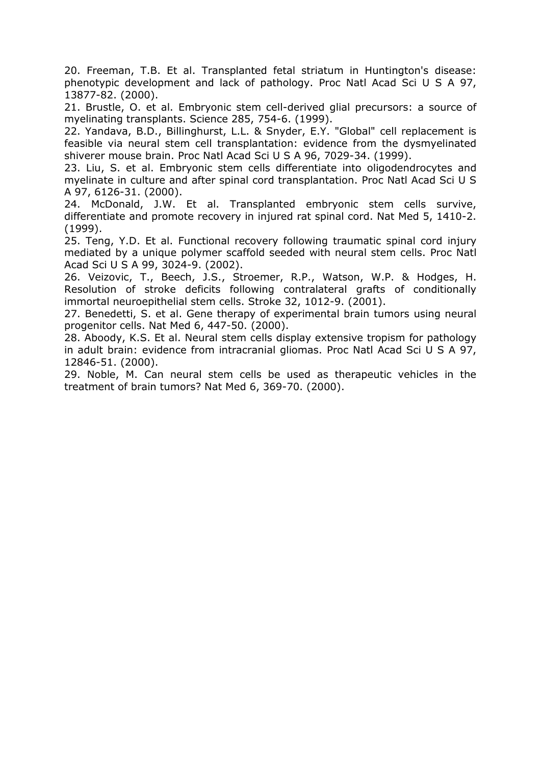20. Freeman, T.B. Et al. Transplanted fetal striatum in Huntington's disease: phenotypic development and lack of pathology. Proc Natl Acad Sci U S A 97, 13877-82. (2000).

21. Brustle, O. et al. Embryonic stem cell-derived glial precursors: a source of myelinating transplants. Science 285, 754-6. (1999).

22. Yandava, B.D., Billinghurst, L.L. & Snyder, E.Y. "Global" cell replacement is feasible via neural stem cell transplantation: evidence from the dysmyelinated shiverer mouse brain. Proc Natl Acad Sci U S A 96, 7029-34. (1999).

23. Liu, S. et al. Embryonic stem cells differentiate into oligodendrocytes and myelinate in culture and after spinal cord transplantation. Proc Natl Acad Sci U S A 97, 6126-31. (2000).

24. McDonald, J.W. Et al. Transplanted embryonic stem cells survive, differentiate and promote recovery in injured rat spinal cord. Nat Med 5, 1410-2. (1999).

25. Teng, Y.D. Et al. Functional recovery following traumatic spinal cord injury mediated by a unique polymer scaffold seeded with neural stem cells. Proc Natl Acad Sci U S A 99, 3024-9. (2002).

26. Veizovic, T., Beech, J.S., Stroemer, R.P., Watson, W.P. & Hodges, H. Resolution of stroke deficits following contralateral grafts of conditionally immortal neuroepithelial stem cells. Stroke 32, 1012-9. (2001).

27. Benedetti, S. et al. Gene therapy of experimental brain tumors using neural progenitor cells. Nat Med 6, 447-50. (2000).

28. Aboody, K.S. Et al. Neural stem cells display extensive tropism for pathology in adult brain: evidence from intracranial gliomas. Proc Natl Acad Sci U S A 97, 12846-51. (2000).

29. Noble, M. Can neural stem cells be used as therapeutic vehicles in the treatment of brain tumors? Nat Med 6, 369-70. (2000).